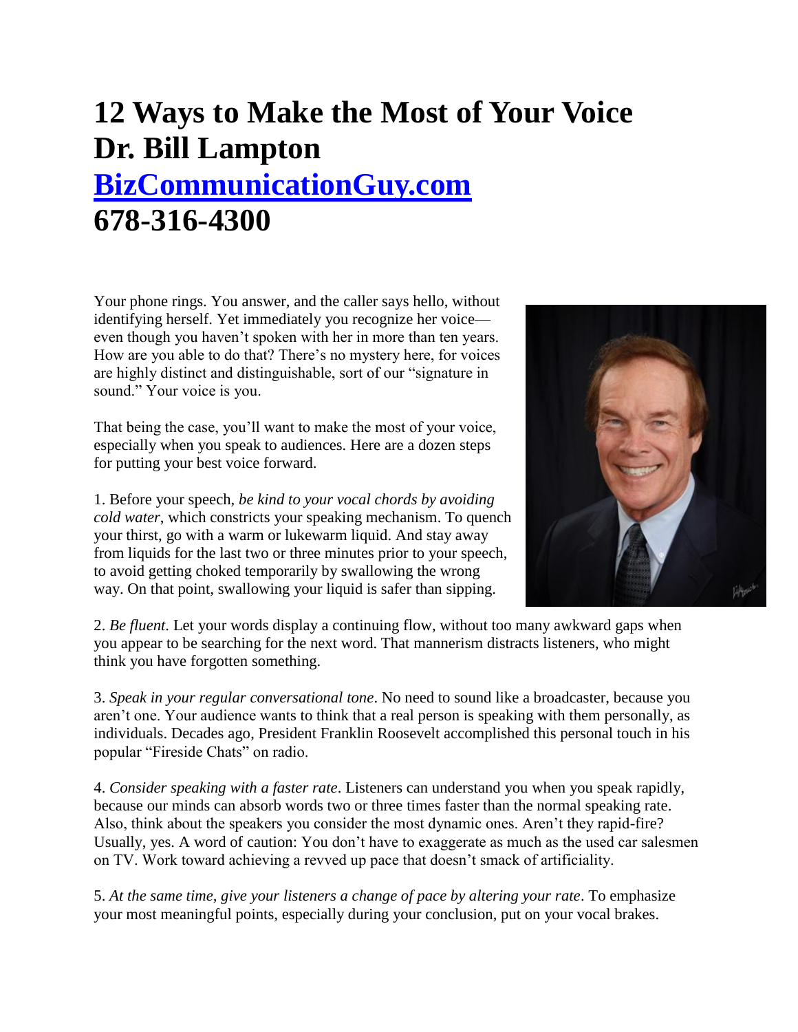# 12 Ways to Make the Most of Your Voice
# Dr. Bill Lampton
# [BizCommunicationGuy.com](http://BizCommunicationGuy.com)
# 678-316-4300

Your phone rings. You answer, and the caller says hello, without identifying herself. Yet immediately you recognize her voice—even though you haven't spoken with her in more than ten years. How are you able to do that? There's no mystery here, for voices are highly distinct and distinguishable, sort of our "signature in sound." Your voice is you.

That being the case, you'll want to make the most of your voice, especially when you speak to audiences. Here are a dozen steps for putting your best voice forward.

1. Before your speech, *be kind to your vocal chords by avoiding cold water*, which constricts your speaking mechanism. To quench your thirst, go with a warm or lukewarm liquid. And stay away from liquids for the last two or three minutes prior to your speech, to avoid getting choked temporarily by swallowing the wrong way. On that point, swallowing your liquid is safer than sipping.

2. *Be fluent*. Let your words display a continuing flow, without too many awkward gaps when you appear to be searching for the next word. That mannerism distracts listeners, who might think you have forgotten something.

3. *Speak in your regular conversational tone*. No need to sound like a broadcaster, because you aren't one. Your audience wants to think that a real person is speaking with them personally, as individuals. Decades ago, President Franklin Roosevelt accomplished this personal touch in his popular "Fireside Chats" on radio.

4. *Consider speaking with a faster rate*. Listeners can understand you when you speak rapidly, because our minds can absorb words two or three times faster than the normal speaking rate. Also, think about the speakers you consider the most dynamic ones. Aren't they rapid-fire? Usually, yes. A word of caution: You don't have to exaggerate as much as the used car salesmen on TV. Work toward achieving a revved up pace that doesn't smack of artificiality.

5. *At the same time, give your listeners a change of pace by altering your rate*. To emphasize your most meaningful points, especially during your conclusion, put on your vocal brakes.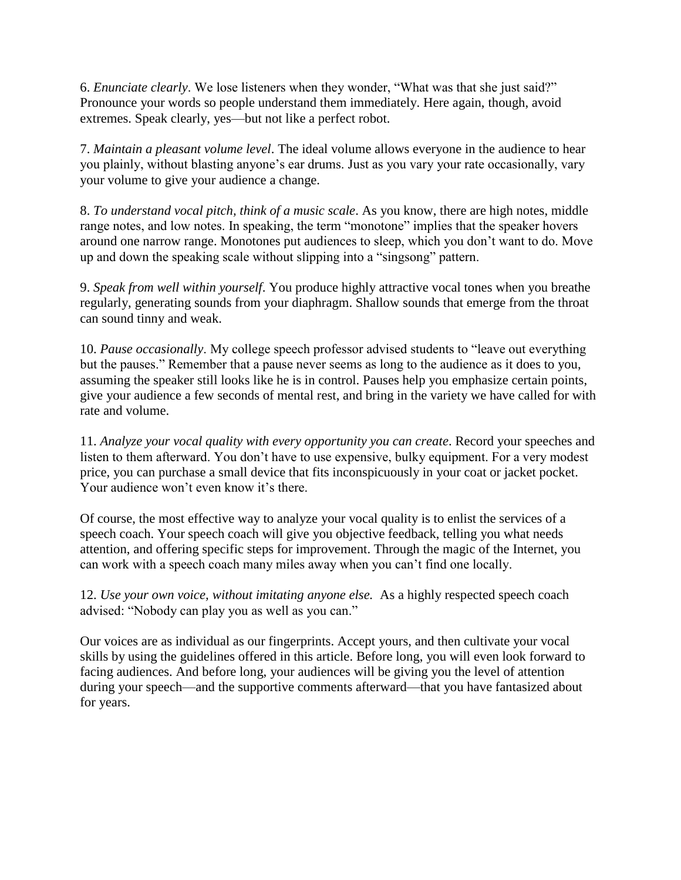6. *Enunciate clearly*. We lose listeners when they wonder, “What was that she just said?” Pronounce your words so people understand them immediately. Here again, though, avoid extremes. Speak clearly, yes—but not like a perfect robot.

7. *Maintain a pleasant volume level*. The ideal volume allows everyone in the audience to hear you plainly, without blasting anyone’s ear drums. Just as you vary your rate occasionally, vary your volume to give your audience a change.

8. *To understand vocal pitch, think of a music scale*. As you know, there are high notes, middle range notes, and low notes. In speaking, the term “monotone” implies that the speaker hovers around one narrow range. Monotones put audiences to sleep, which you don’t want to do. Move up and down the speaking scale without slipping into a “singsong” pattern.

9. *Speak from well within yourself*. You produce highly attractive vocal tones when you breathe regularly, generating sounds from your diaphragm. Shallow sounds that emerge from the throat can sound tinny and weak.

10. *Pause occasionally*. My college speech professor advised students to “leave out everything but the pauses.” Remember that a pause never seems as long to the audience as it does to you, assuming the speaker still looks like he is in control. Pauses help you emphasize certain points, give your audience a few seconds of mental rest, and bring in the variety we have called for with rate and volume.

11. *Analyze your vocal quality with every opportunity you can create*. Record your speeches and listen to them afterward. You don’t have to use expensive, bulky equipment. For a very modest price, you can purchase a small device that fits inconspicuously in your coat or jacket pocket. Your audience won’t even know it’s there.

Of course, the most effective way to analyze your vocal quality is to enlist the services of a speech coach. Your speech coach will give you objective feedback, telling you what needs attention, and offering specific steps for improvement. Through the magic of the Internet, you can work with a speech coach many miles away when you can’t find one locally.

12. *Use your own voice, without imitating anyone else.* As a highly respected speech coach advised: “Nobody can play you as well as you can.”

Our voices are as individual as our fingerprints. Accept yours, and then cultivate your vocal skills by using the guidelines offered in this article. Before long, you will even look forward to facing audiences. And before long, your audiences will be giving you the level of attention during your speech—and the supportive comments afterward—that you have fantasized about for years.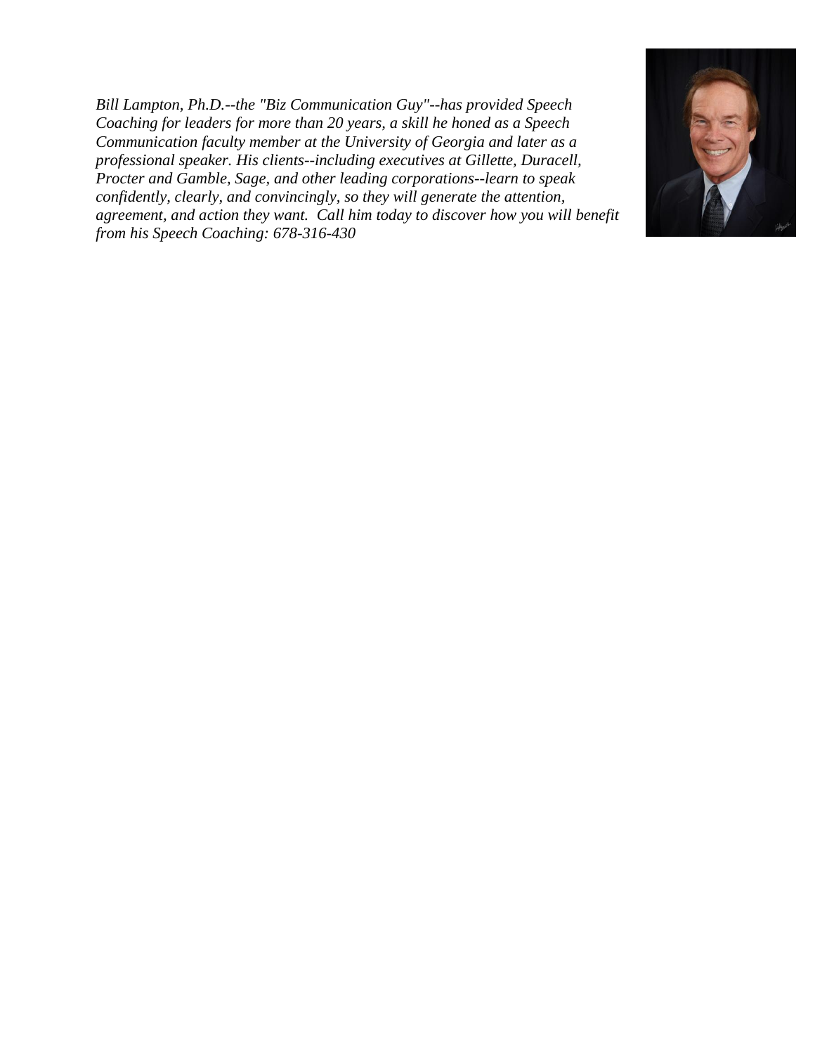*Bill Lampton, Ph.D.--the "Biz Communication Guy"--has provided Speech Coaching for leaders for more than 20 years, a skill he honed as a Speech Communication faculty member at the University of Georgia and later as a professional speaker. His clients--including executives at Gillette, Duracell, Procter and Gamble, Sage, and other leading corporations--learn to speak confidently, clearly, and convincingly, so they will generate the attention, agreement, and action they want. Call him today to discover how you will benefit from his Speech Coaching: 678-316-430*